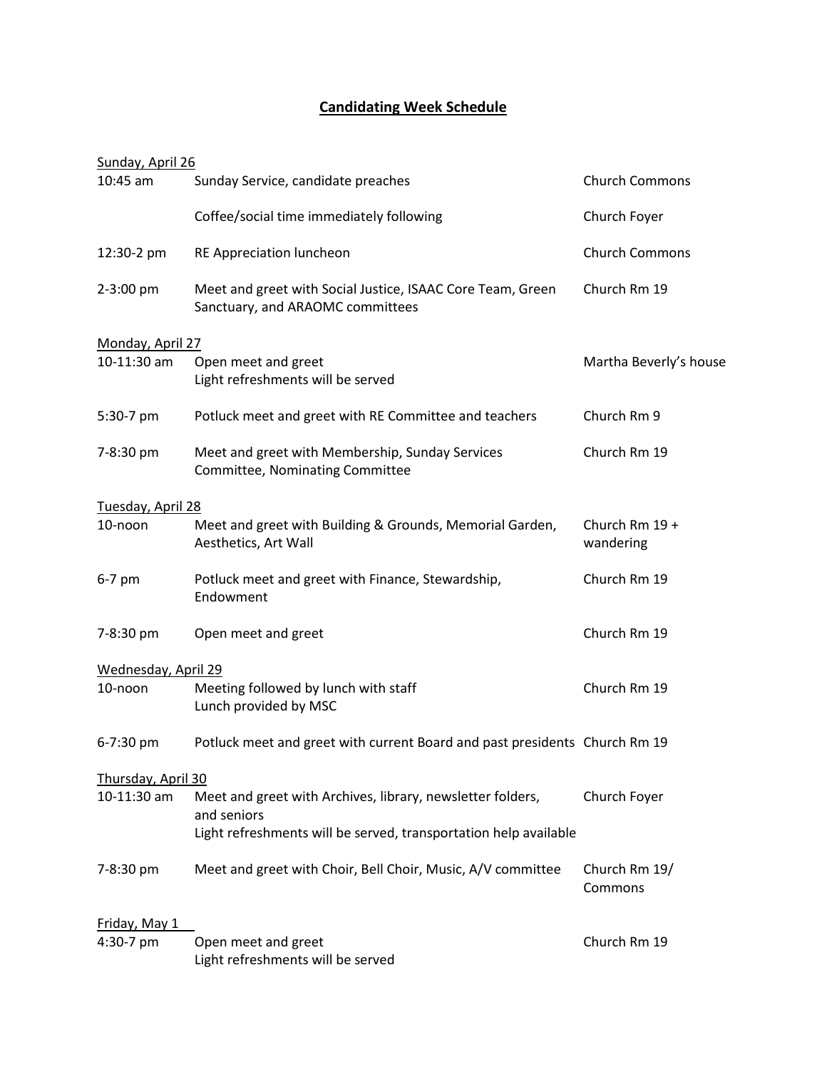# Candidating Week Schedule

**Sunday, April 26**

| Time | Event | Location |
|---|---|---|
| 10:45 am | Sunday Service, candidate preaches | Church Commons |
| | Coffee/social time immediately following | Church Foyer |
| 12:30-2 pm | RE Appreciation luncheon | Church Commons |
| 2-3:00 pm | Meet and greet with Social Justice, ISAAC Core Team, Green Sanctuary, and ARAOMC committees | Church Rm 19 |

**Monday, April 27**

| Time | Event | Location |
|---|---|---|
| 10-11:30 am | Open meet and greet<br>Light refreshments will be served | Martha Beverly's house |
| 5:30-7 pm | Potluck meet and greet with RE Committee and teachers | Church Rm 9 |
| 7-8:30 pm | Meet and greet with Membership, Sunday Services Committee, Nominating Committee | Church Rm 19 |

**Tuesday, April 28**

| Time | Event | Location |
|---|---|---|
| 10-noon | Meet and greet with Building & Grounds, Memorial Garden, Aesthetics, Art Wall | Church Rm 19 + wandering |
| 6-7 pm | Potluck meet and greet with Finance, Stewardship, Endowment | Church Rm 19 |
| 7-8:30 pm | Open meet and greet | Church Rm 19 |

**Wednesday, April 29**

| Time | Event | Location |
|---|---|---|
| 10-noon | Meeting followed by lunch with staff<br>Lunch provided by MSC | Church Rm 19 |
| 6-7:30 pm | Potluck meet and greet with current Board and past presidents | Church Rm 19 |

**Thursday, April 30**

| Time | Event | Location |
|---|---|---|
| 10-11:30 am | Meet and greet with Archives, library, newsletter folders, and seniors<br>Light refreshments will be served, transportation help available | Church Foyer |
| 7-8:30 pm | Meet and greet with Choir, Bell Choir, Music, A/V committee | Church Rm 19/ Commons |

**Friday, May 1**

| Time | Event | Location |
|---|---|---|
| 4:30-7 pm | Open meet and greet<br>Light refreshments will be served | Church Rm 19 |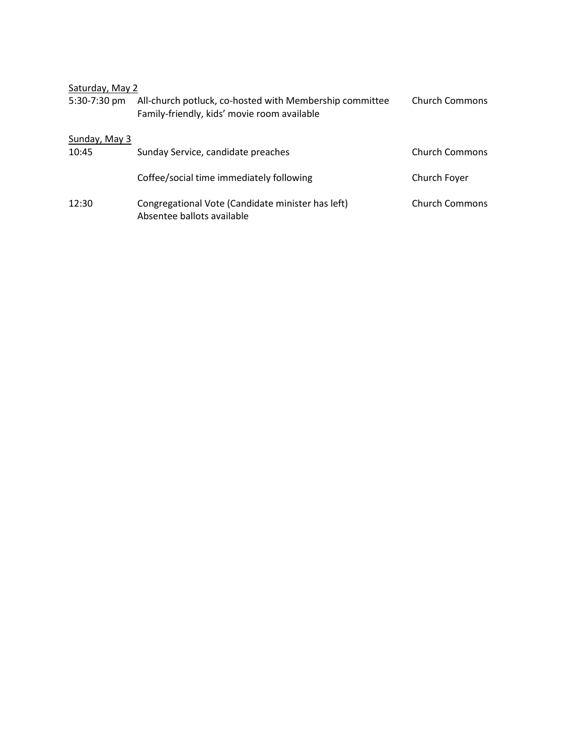<u>Saturday, May 2</u>

| | | |
|---|---|---|
| 5:30-7:30 pm | All-church potluck, co-hosted with Membership committee<br>Family-friendly, kids' movie room available | Church Commons |

<u>Sunday, May 3</u>

| | | |
|---|---|---|
| 10:45 | Sunday Service, candidate preaches | Church Commons |
| | Coffee/social time immediately following | Church Foyer |
| 12:30 | Congregational Vote (Candidate minister has left)<br>Absentee ballots available | Church Commons |